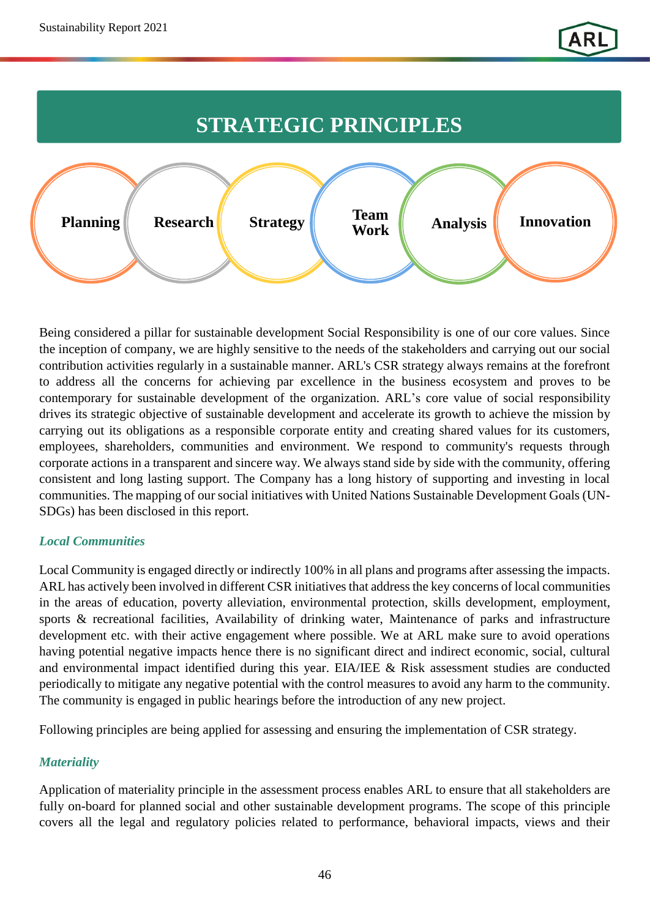# STRATEGIC PRINCIPLES

Planning

Research

Strategy

Team Work

Analysis

Innovation

Being considered a pillar for sustainable development Social Responsibility is one of our core values. Since the inception of company, we are highly sensitive to the needs of the stakeholders and carrying out our social contribution activities regularly in a sustainable manner. ARL's CSR strategy always remains at the forefront to address all the concerns for achieving par excellence in the business ecosystem and proves to be contemporary for sustainable development of the organization. ARL's core value of social responsibility drives its strategic objective of sustainable development and accelerate its growth to achieve the mission by carrying out its obligations as a responsible corporate entity and creating shared values for its customers, employees, shareholders, communities and environment. We respond to community's requests through corporate actions in a transparent and sincere way. We always stand side by side with the community, offering consistent and long lasting support. The Company has a long history of supporting and investing in local communities. The mapping of our social initiatives with United Nations Sustainable Development Goals (UN-SDGs) has been disclosed in this report.

### *Local Communities*

Local Community is engaged directly or indirectly 100% in all plans and programs after assessing the impacts. ARL has actively been involved in different CSR initiatives that address the key concerns of local communities in the areas of education, poverty alleviation, environmental protection, skills development, employment, sports & recreational facilities, Availability of drinking water, Maintenance of parks and infrastructure development etc. with their active engagement where possible. We at ARL make sure to avoid operations having potential negative impacts hence there is no significant direct and indirect economic, social, cultural and environmental impact identified during this year. EIA/IEE & Risk assessment studies are conducted periodically to mitigate any negative potential with the control measures to avoid any harm to the community. The community is engaged in public hearings before the introduction of any new project.

Following principles are being applied for assessing and ensuring the implementation of CSR strategy.

### *Materiality*

Application of materiality principle in the assessment process enables ARL to ensure that all stakeholders are fully on-board for planned social and other sustainable development programs. The scope of this principle covers all the legal and regulatory policies related to performance, behavioral impacts, views and their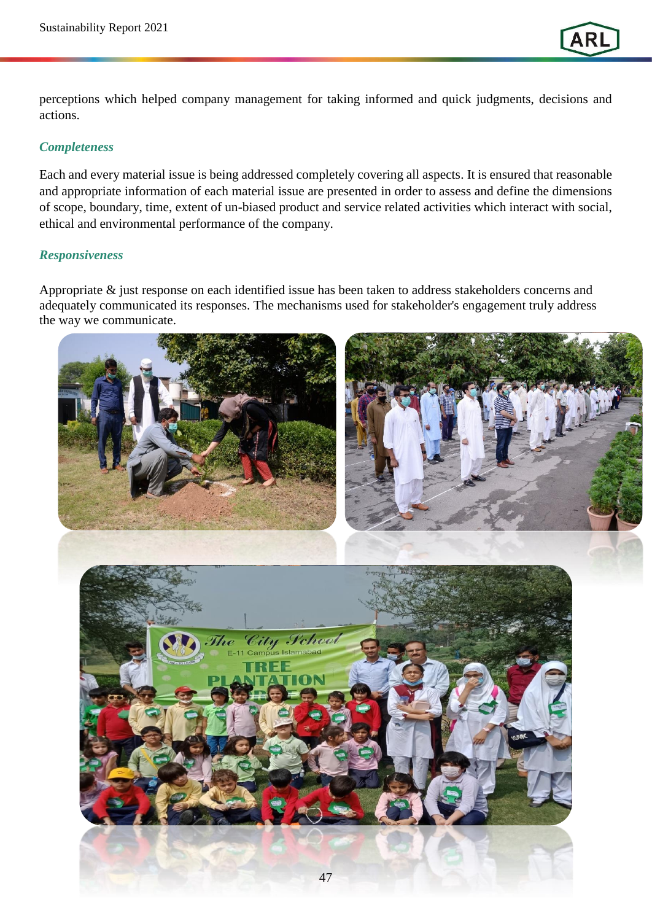perceptions which helped company management for taking informed and quick judgments, decisions and actions.

### *Completeness*

Each and every material issue is being addressed completely covering all aspects. It is ensured that reasonable and appropriate information of each material issue are presented in order to assess and define the dimensions of scope, boundary, time, extent of un-biased product and service related activities which interact with social, ethical and environmental performance of the company.

### *Responsiveness*

Appropriate & just response on each identified issue has been taken to address stakeholders concerns and adequately communicated its responses. The mechanisms used for stakeholder's engagement truly address the way we communicate.